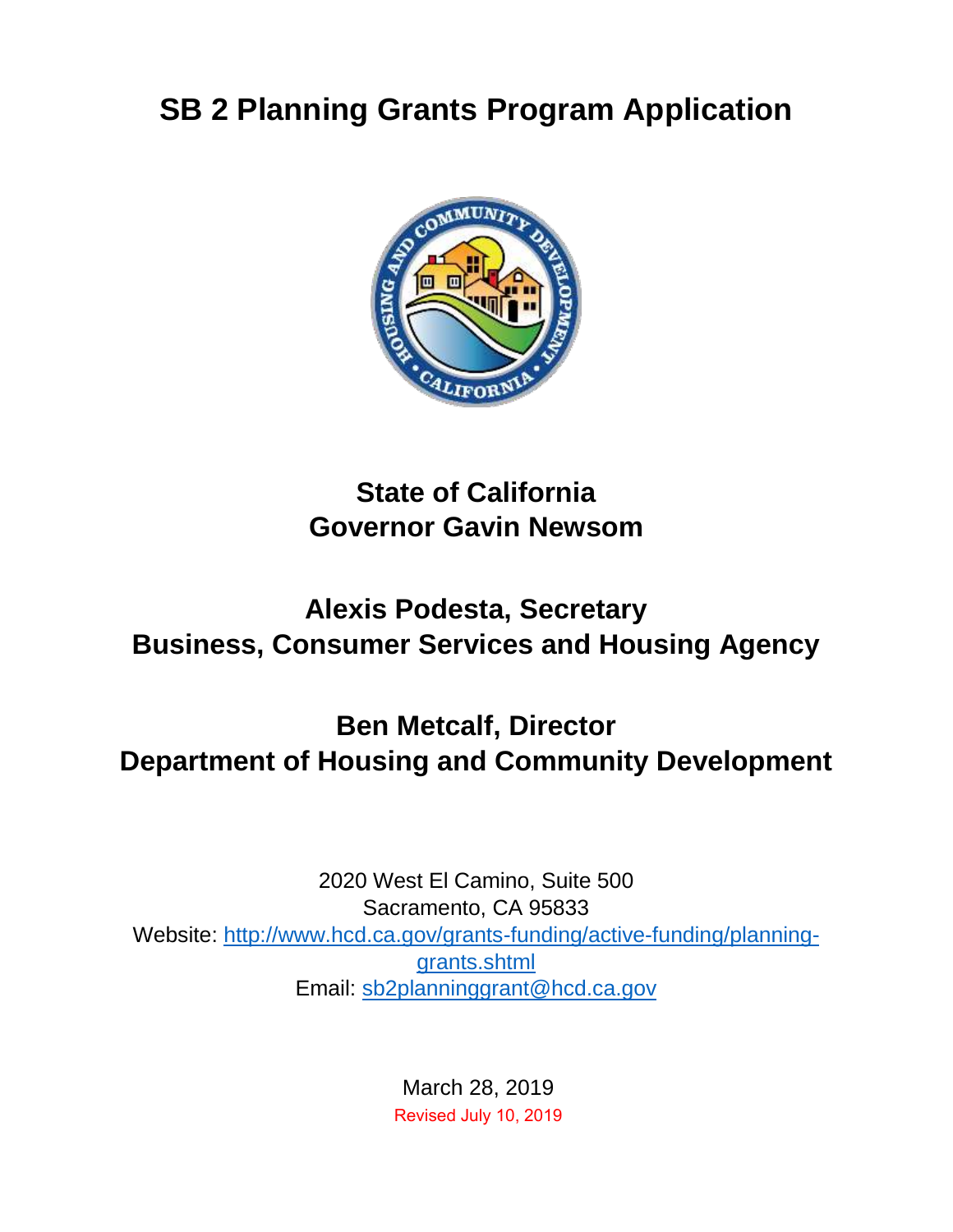# SB 2 Planning Grants Program Application

**State of California**
**Governor Gavin Newsom**

**Alexis Podesta, Secretary**
**Business, Consumer Services and Housing Agency**

**Ben Metcalf, Director**
**Department of Housing and Community Development**

2020 West El Camino, Suite 500
Sacramento, CA 95833
Website: [http://www.hcd.ca.gov/grants-funding/active-funding/planning-grants.shtml](http://www.hcd.ca.gov/grants-funding/active-funding/planning-grants.shtml)
Email: [sb2planninggrant@hcd.ca.gov](mailto:sb2planninggrant@hcd.ca.gov)

March 28, 2019
Revised July 10, 2019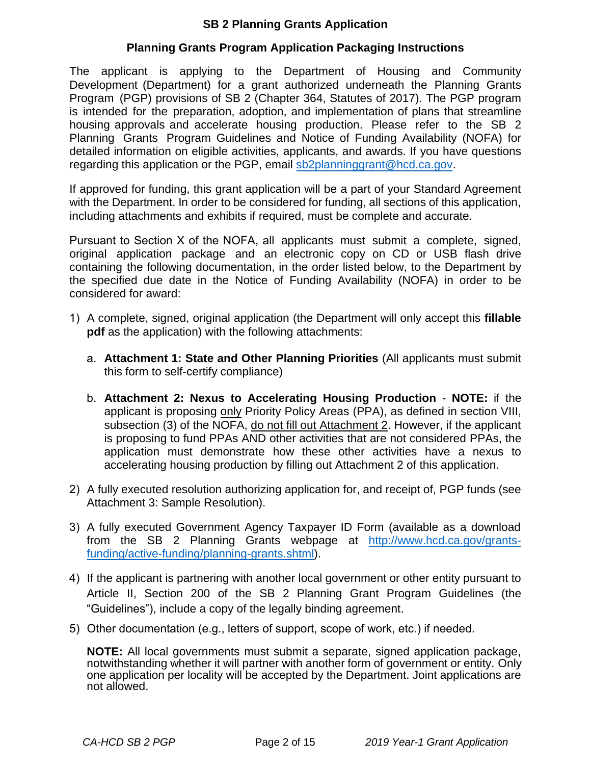## SB 2 Planning Grants Application

### Planning Grants Program Application Packaging Instructions

The applicant is applying to the Department of Housing and Community Development (Department) for a grant authorized underneath the Planning Grants Program (PGP) provisions of SB 2 (Chapter 364, Statutes of 2017). The PGP program is intended for the preparation, adoption, and implementation of plans that streamline housing approvals and accelerate housing production. Please refer to the SB 2 Planning Grants Program Guidelines and Notice of Funding Availability (NOFA) for detailed information on eligible activities, applicants, and awards. If you have questions regarding this application or the PGP, email sb2planninggrant@hcd.ca.gov.

If approved for funding, this grant application will be a part of your Standard Agreement with the Department. In order to be considered for funding, all sections of this application, including attachments and exhibits if required, must be complete and accurate.

Pursuant to Section X of the NOFA, all applicants must submit a complete, signed, original application package and an electronic copy on CD or USB flash drive containing the following documentation, in the order listed below, to the Department by the specified due date in the Notice of Funding Availability (NOFA) in order to be considered for award:

1) A complete, signed, original application (the Department will only accept this **fillable pdf** as the application) with the following attachments:

   a. **Attachment 1: State and Other Planning Priorities** (All applicants must submit this form to self-certify compliance)

   b. **Attachment 2: Nexus to Accelerating Housing Production** - **NOTE:** if the applicant is proposing only Priority Policy Areas (PPA), as defined in section VIII, subsection (3) of the NOFA, do not fill out Attachment 2. However, if the applicant is proposing to fund PPAs AND other activities that are not considered PPAs, the application must demonstrate how these other activities have a nexus to accelerating housing production by filling out Attachment 2 of this application.

2) A fully executed resolution authorizing application for, and receipt of, PGP funds (see Attachment 3: Sample Resolution).

3) A fully executed Government Agency Taxpayer ID Form (available as a download from the SB 2 Planning Grants webpage at http://www.hcd.ca.gov/grants-funding/active-funding/planning-grants.shtml).

4) If the applicant is partnering with another local government or other entity pursuant to Article II, Section 200 of the SB 2 Planning Grant Program Guidelines (the "Guidelines"), include a copy of the legally binding agreement.

5) Other documentation (e.g., letters of support, scope of work, etc.) if needed.

   **NOTE:** All local governments must submit a separate, signed application package, notwithstanding whether it will partner with another form of government or entity. Only one application per locality will be accepted by the Department. Joint applications are not allowed.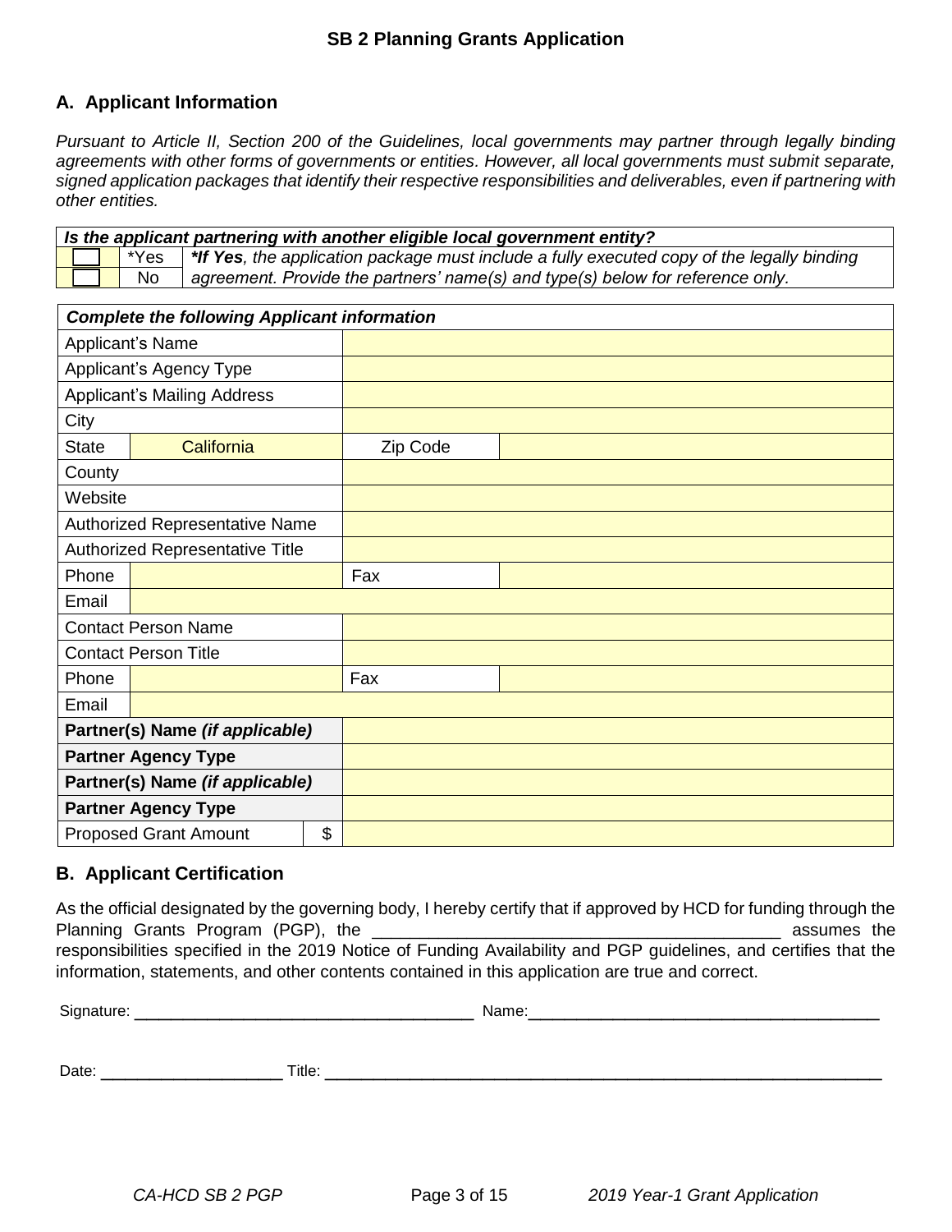## SB 2 Planning Grants Application

### A. Applicant Information

*Pursuant to Article II, Section 200 of the Guidelines, local governments may partner through legally binding agreements with other forms of governments or entities. However, all local governments must submit separate, signed application packages that identify their respective responsibilities and deliverables, even if partnering with other entities.*

| ***Is the applicant partnering with another eligible local government entity?*** | | |
|---|---|---|
| ☐ | *Yes | ***If Yes**, the application package must include a fully executed copy of the legally binding agreement. Provide the partners' name(s) and type(s) below for reference only.* |
| ☐ | No | |

| ***Complete the following Applicant information*** | | | |
|---|---|---|---|
| Applicant's Name | | | |
| Applicant's Agency Type | | | |
| Applicant's Mailing Address | | | |
| City | | | |
| State | California | Zip Code | |
| County | | | |
| Website | | | |
| Authorized Representative Name | | | |
| Authorized Representative Title | | | |
| Phone | | Fax | |
| Email | | | |
| Contact Person Name | | | |
| Contact Person Title | | | |
| Phone | | Fax | |
| Email | | | |
| **Partner(s) Name *(if applicable)*** | | | |
| **Partner Agency Type** | | | |
| **Partner(s) Name *(if applicable)*** | | | |
| **Partner Agency Type** | | | |
| Proposed Grant Amount | $ | | |

### B. Applicant Certification

As the official designated by the governing body, I hereby certify that if approved by HCD for funding through the Planning Grants Program (PGP), the ____________________________________________ assumes the responsibilities specified in the 2019 Notice of Funding Availability and PGP guidelines, and certifies that the information, statements, and other contents contained in this application are true and correct.

Signature: ______________________________________ Name: ______________________________________

Date: ____________________ Title: ______________________________________________________________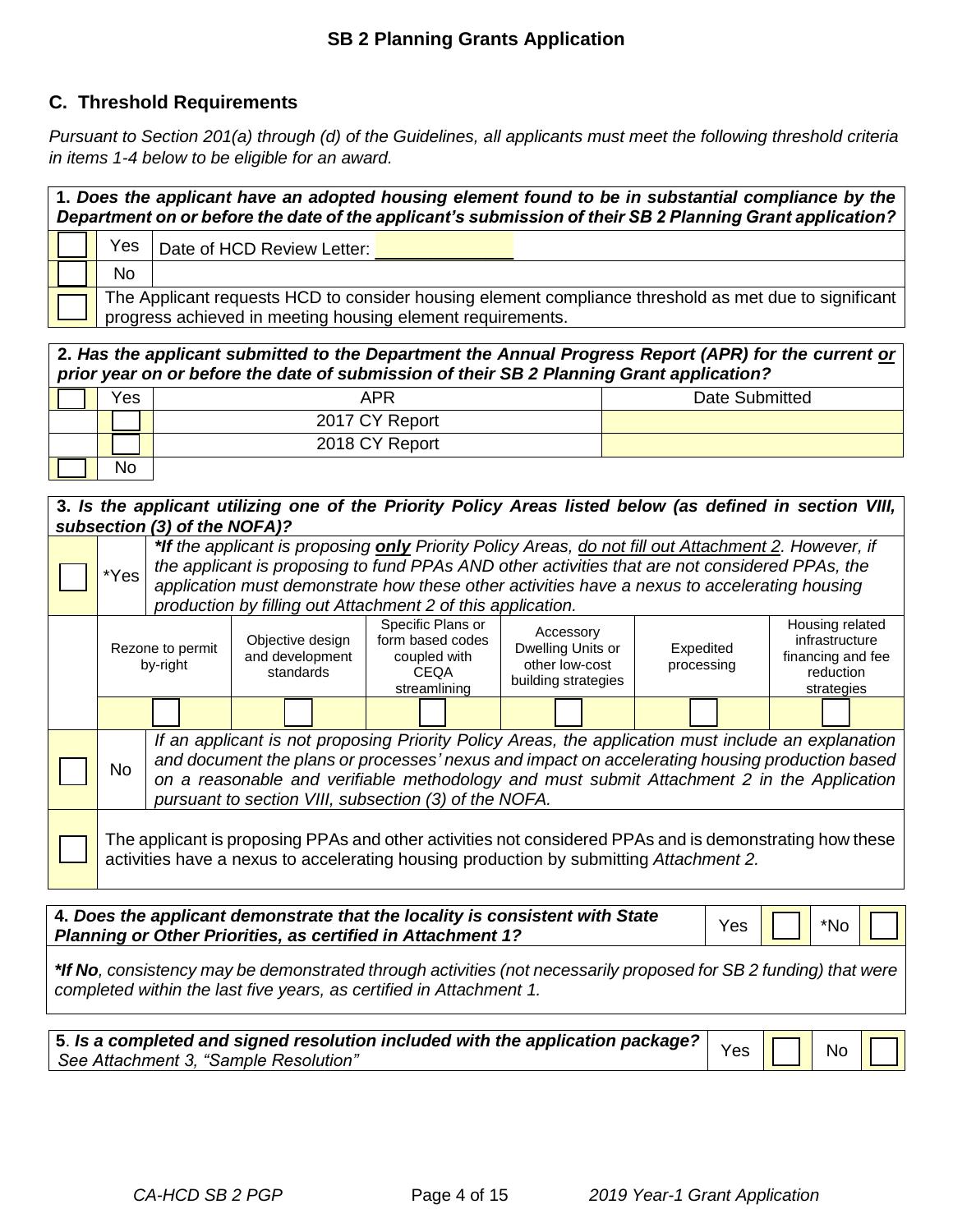## C. Threshold Requirements

*Pursuant to Section 201(a) through (d) of the Guidelines, all applicants must meet the following threshold criteria in items 1-4 below to be eligible for an award.*

| **1. *Does the applicant have an adopted housing element found to be in substantial compliance by the Department on or before the date of the applicant's submission of their SB 2 Planning Grant application?*** | | |
|---|---|---|
| ☐ | Yes | Date of HCD Review Letter: ______________ |
| ☐ | No | |
| ☐ | The Applicant requests HCD to consider housing element compliance threshold as met due to significant progress achieved in meeting housing element requirements. | |

| **2. *Has the applicant submitted to the Department the Annual Progress Report (APR) for the current or prior year on or before the date of submission of their SB 2 Planning Grant application?*** | | | |
|---|---|---|---|
| ☐ | Yes | APR | Date Submitted |
| | ☐ | 2017 CY Report | |
| | ☐ | 2018 CY Report | |
| ☐ | No | | |

| **3. *Is the applicant utilizing one of the Priority Policy Areas listed below (as defined in section VIII, subsection (3) of the NOFA)?*** | | | | | | |
|---|---|---|---|---|---|---|
| ☐ *Yes | ***If** the applicant is proposing **only** Priority Policy Areas, do not fill out Attachment 2. However, if the applicant is proposing to fund PPAs AND other activities that are not considered PPAs, the application must demonstrate how these other activities have a nexus to accelerating housing production by filling out Attachment 2 of this application.* | | | | | |
| | Rezone to permit by-right | Objective design and development standards | Specific Plans or form based codes coupled with CEQA streamlining | Accessory Dwelling Units or other low-cost building strategies | Expedited processing | Housing related infrastructure financing and fee reduction strategies |
| | ☐ | ☐ | ☐ | ☐ | ☐ | ☐ |
| ☐ No | *If an applicant is not proposing Priority Policy Areas, the application must include an explanation and document the plans or processes' nexus and impact on accelerating housing production based on a reasonable and verifiable methodology and must submit Attachment 2 in the Application pursuant to section VIII, subsection (3) of the NOFA.* | | | | | |
| ☐ | The applicant is proposing PPAs and other activities not considered PPAs and is demonstrating how these activities have a nexus to accelerating housing production by submitting *Attachment 2.* | | | | | |

| **4. *Does the applicant demonstrate that the locality is consistent with State Planning or Other Priorities, as certified in Attachment 1?*** | Yes | ☐ | *No | ☐ |
|---|---|---|---|---|
| ***If No**, consistency may be demonstrated through activities (not necessarily proposed for SB 2 funding) that were completed within the last five years, as certified in Attachment 1.* | | | | |

| **5. *Is a completed and signed resolution included with the application package?*** *See Attachment 3, "Sample Resolution"* | Yes | ☐ | No | ☐ |
|---|---|---|---|---|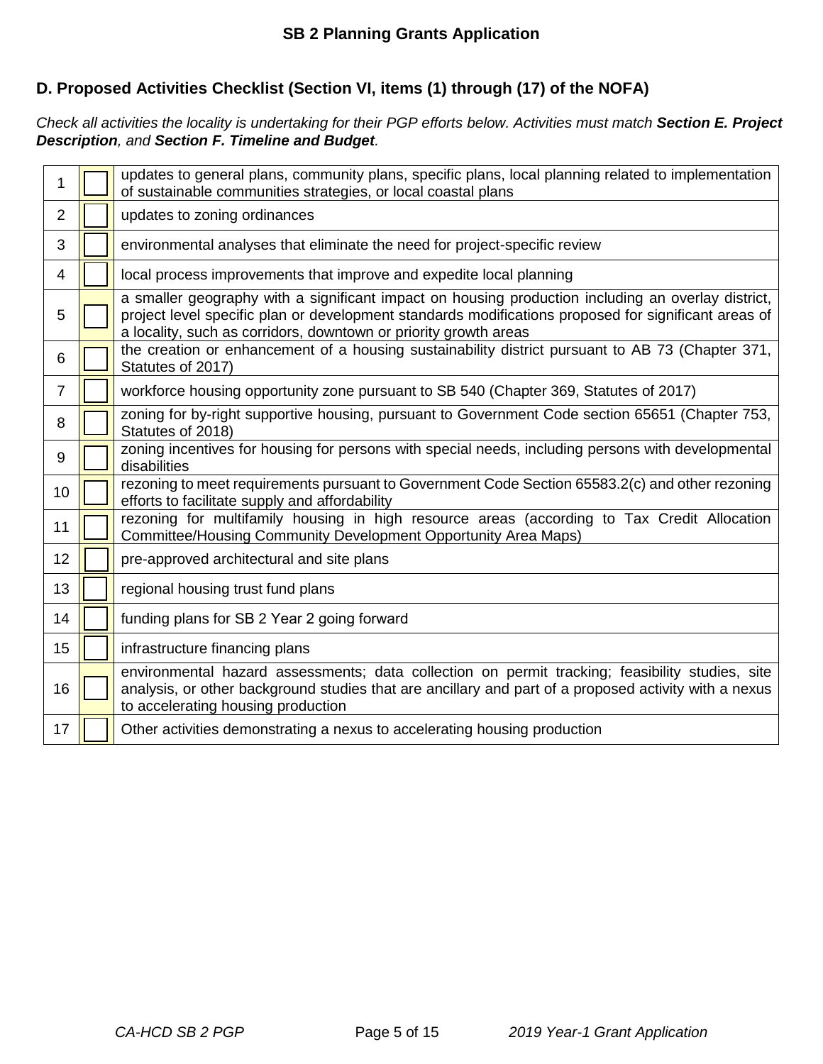## D. Proposed Activities Checklist (Section VI, items (1) through (17) of the NOFA)

*Check all activities the locality is undertaking for their PGP efforts below. Activities must match **Section E. Project Description**, and **Section F. Timeline and Budget**.*

| | | |
|---|---|---|
| 1 | ☐ | updates to general plans, community plans, specific plans, local planning related to implementation of sustainable communities strategies, or local coastal plans |
| 2 | ☐ | updates to zoning ordinances |
| 3 | ☐ | environmental analyses that eliminate the need for project-specific review |
| 4 | ☐ | local process improvements that improve and expedite local planning |
| 5 | ☐ | a smaller geography with a significant impact on housing production including an overlay district, project level specific plan or development standards modifications proposed for significant areas of a locality, such as corridors, downtown or priority growth areas |
| 6 | ☐ | the creation or enhancement of a housing sustainability district pursuant to AB 73 (Chapter 371, Statutes of 2017) |
| 7 | ☐ | workforce housing opportunity zone pursuant to SB 540 (Chapter 369, Statutes of 2017) |
| 8 | ☐ | zoning for by-right supportive housing, pursuant to Government Code section 65651 (Chapter 753, Statutes of 2018) |
| 9 | ☐ | zoning incentives for housing for persons with special needs, including persons with developmental disabilities |
| 10 | ☐ | rezoning to meet requirements pursuant to Government Code Section 65583.2(c) and other rezoning efforts to facilitate supply and affordability |
| 11 | ☐ | rezoning for multifamily housing in high resource areas (according to Tax Credit Allocation Committee/Housing Community Development Opportunity Area Maps) |
| 12 | ☐ | pre-approved architectural and site plans |
| 13 | ☐ | regional housing trust fund plans |
| 14 | ☐ | funding plans for SB 2 Year 2 going forward |
| 15 | ☐ | infrastructure financing plans |
| 16 | ☐ | environmental hazard assessments; data collection on permit tracking; feasibility studies, site analysis, or other background studies that are ancillary and part of a proposed activity with a nexus to accelerating housing production |
| 17 | ☐ | Other activities demonstrating a nexus to accelerating housing production |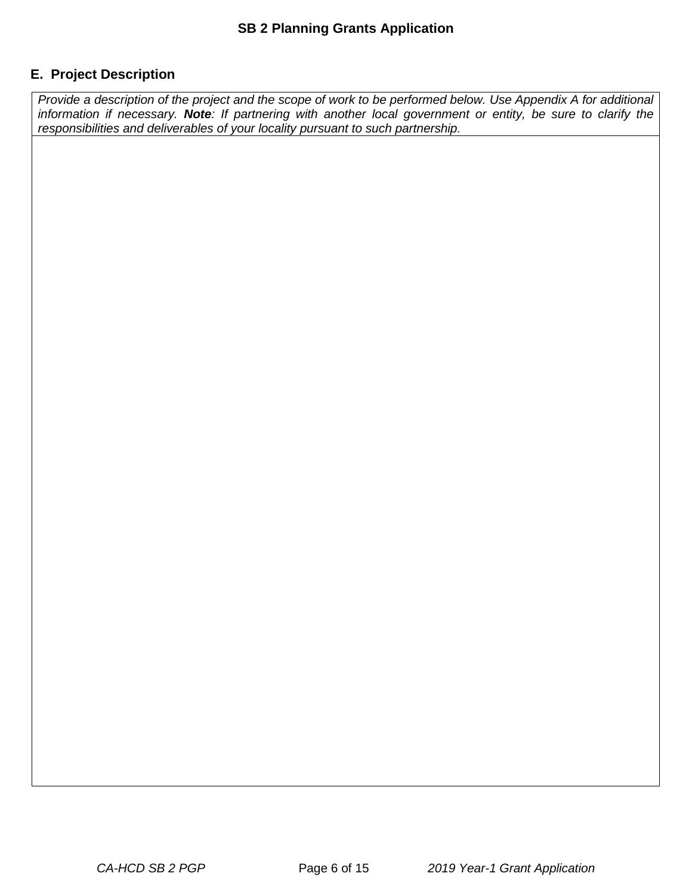## E. Project Description

| *Provide a description of the project and the scope of work to be performed below. Use Appendix A for additional information if necessary.* ***Note****: If partnering with another local government or entity, be sure to clarify the responsibilities and deliverables of your locality pursuant to such partnership.* |
| --- |
| |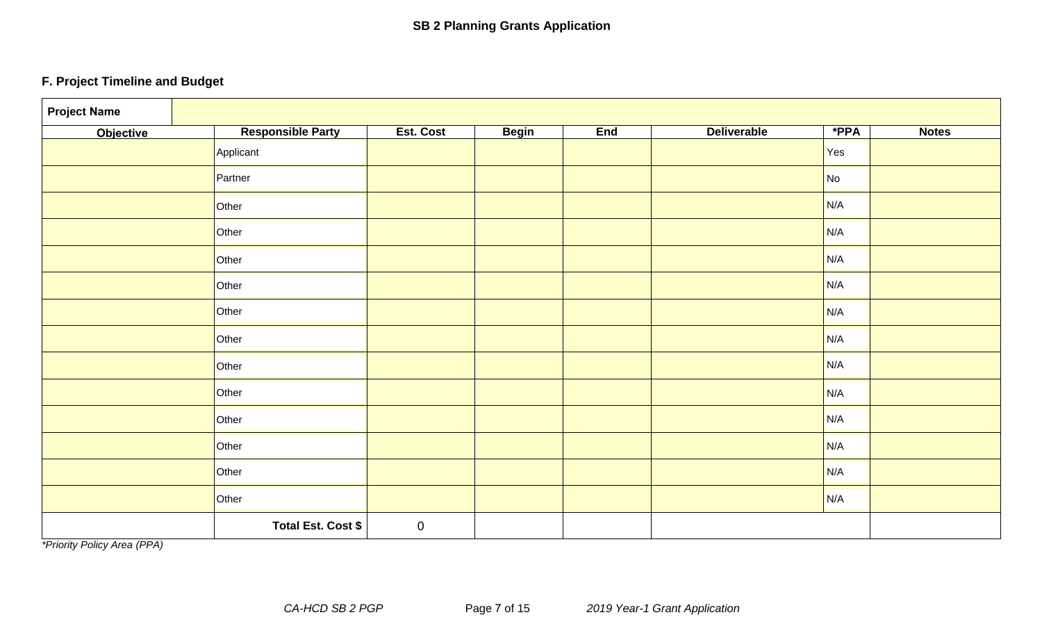**SB 2 Planning Grants Application**

### F. Project Timeline and Budget

| **Project Name** | | | | | | | |
|---|---|---|---|---|---|---|---|
| **Objective** | **Responsible Party** | **Est. Cost** | **Begin** | **End** | **Deliverable** | ***PPA** | **Notes** |
| | Applicant | | | | | Yes | |
| | Partner | | | | | No | |
| | Other | | | | | N/A | |
| | Other | | | | | N/A | |
| | Other | | | | | N/A | |
| | Other | | | | | N/A | |
| | Other | | | | | N/A | |
| | Other | | | | | N/A | |
| | Other | | | | | N/A | |
| | Other | | | | | N/A | |
| | Other | | | | | N/A | |
| | Other | | | | | N/A | |
| | Other | | | | | N/A | |
| | Other | | | | | N/A | |
| | **Total Est. Cost $** | 0 | | | | | |

*\*Priority Policy Area (PPA)*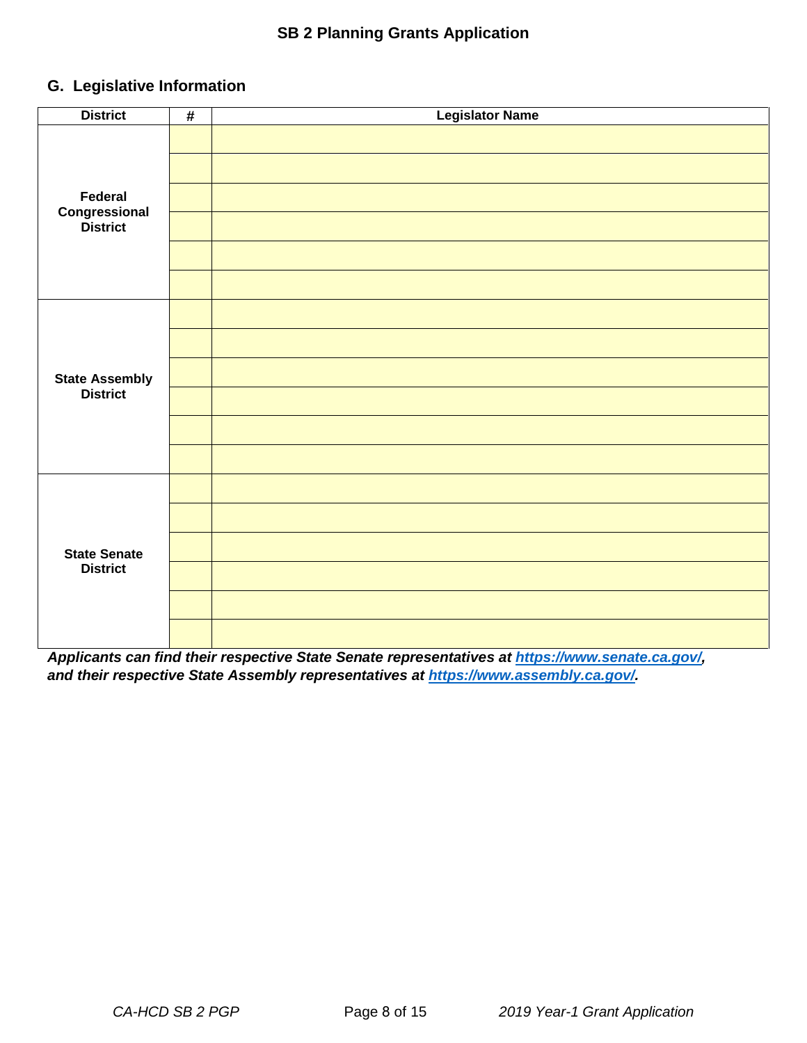## G. Legislative Information

| District | # | Legislator Name |
|---|---|---|
| Federal Congressional District | | |
| | | |
| | | |
| | | |
| | | |
| | | |
| State Assembly District | | |
| | | |
| | | |
| | | |
| | | |
| | | |
| State Senate District | | |
| | | |
| | | |
| | | |
| | | |
| | | |

***Applicants can find their respective State Senate representatives at [https://www.senate.ca.gov/](https://www.senate.ca.gov/), and their respective State Assembly representatives at [https://www.assembly.ca.gov/](https://www.assembly.ca.gov/).***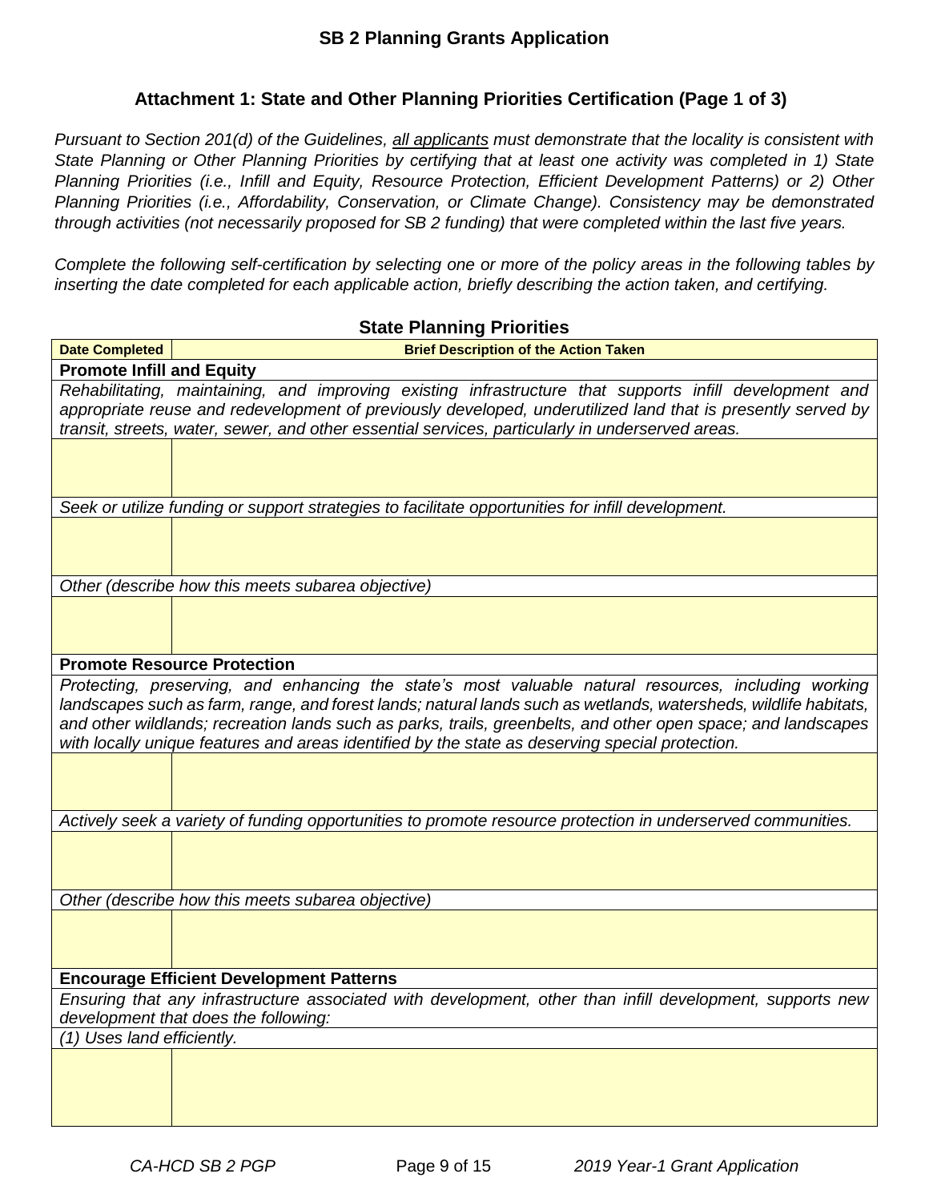## Attachment 1: State and Other Planning Priorities Certification (Page 1 of 3)

*Pursuant to Section 201(d) of the Guidelines, all applicants must demonstrate that the locality is consistent with State Planning or Other Planning Priorities by certifying that at least one activity was completed in 1) State Planning Priorities (i.e., Infill and Equity, Resource Protection, Efficient Development Patterns) or 2) Other Planning Priorities (i.e., Affordability, Conservation, or Climate Change). Consistency may be demonstrated through activities (not necessarily proposed for SB 2 funding) that were completed within the last five years.*

*Complete the following self-certification by selecting one or more of the policy areas in the following tables by inserting the date completed for each applicable action, briefly describing the action taken, and certifying.*

### State Planning Priorities

| Date Completed | Brief Description of the Action Taken |
|---|---|
| **Promote Infill and Equity** | |
| *Rehabilitating, maintaining, and improving existing infrastructure that supports infill development and appropriate reuse and redevelopment of previously developed, underutilized land that is presently served by transit, streets, water, sewer, and other essential services, particularly in underserved areas.* | |
| | |
| *Seek or utilize funding or support strategies to facilitate opportunities for infill development.* | |
| | |
| *Other (describe how this meets subarea objective)* | |
| | |
| **Promote Resource Protection** | |
| *Protecting, preserving, and enhancing the state's most valuable natural resources, including working landscapes such as farm, range, and forest lands; natural lands such as wetlands, watersheds, wildlife habitats, and other wildlands; recreation lands such as parks, trails, greenbelts, and other open space; and landscapes with locally unique features and areas identified by the state as deserving special protection.* | |
| | |
| *Actively seek a variety of funding opportunities to promote resource protection in underserved communities.* | |
| | |
| *Other (describe how this meets subarea objective)* | |
| | |
| **Encourage Efficient Development Patterns** | |
| *Ensuring that any infrastructure associated with development, other than infill development, supports new development that does the following:* | |
| *(1) Uses land efficiently.* | |
| | |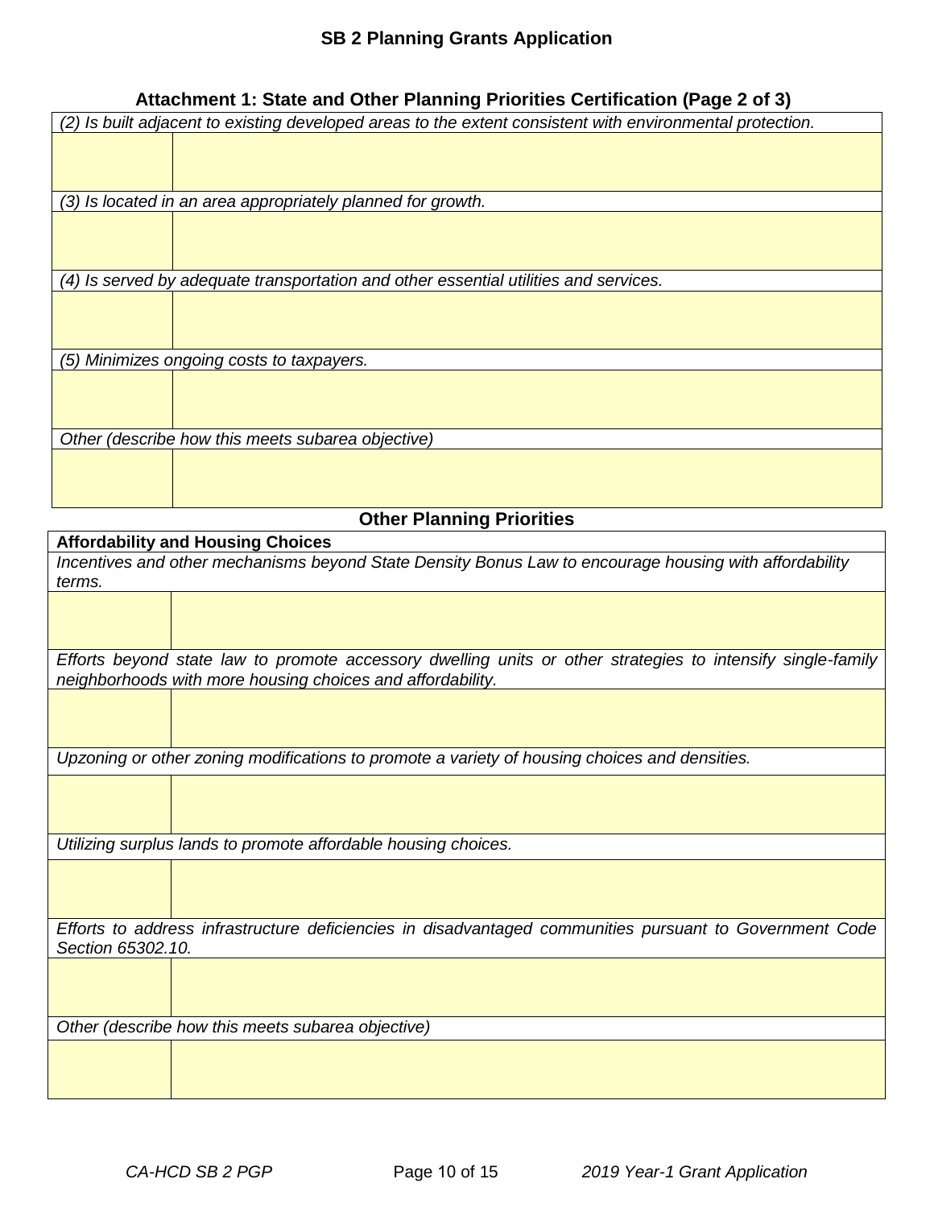## SB 2 Planning Grants Application

### Attachment 1: State and Other Planning Priorities Certification (Page 2 of 3)

| *(2) Is built adjacent to existing developed areas to the extent consistent with environmental protection.* | |
|---|---|
| | |
| *(3) Is located in an area appropriately planned for growth.* | |
| | |
| *(4) Is served by adequate transportation and other essential utilities and services.* | |
| | |
| *(5) Minimizes ongoing costs to taxpayers.* | |
| | |
| *Other (describe how this meets subarea objective)* | |
| | |

### Other Planning Priorities

| **Affordability and Housing Choices** | |
|---|---|
| *Incentives and other mechanisms beyond State Density Bonus Law to encourage housing with affordability terms.* | |
| | |
| *Efforts beyond state law to promote accessory dwelling units or other strategies to intensify single-family neighborhoods with more housing choices and affordability.* | |
| | |
| *Upzoning or other zoning modifications to promote a variety of housing choices and densities.* | |
| | |
| *Utilizing surplus lands to promote affordable housing choices.* | |
| | |
| *Efforts to address infrastructure deficiencies in disadvantaged communities pursuant to Government Code Section 65302.10.* | |
| | |
| *Other (describe how this meets subarea objective)* | |
| | |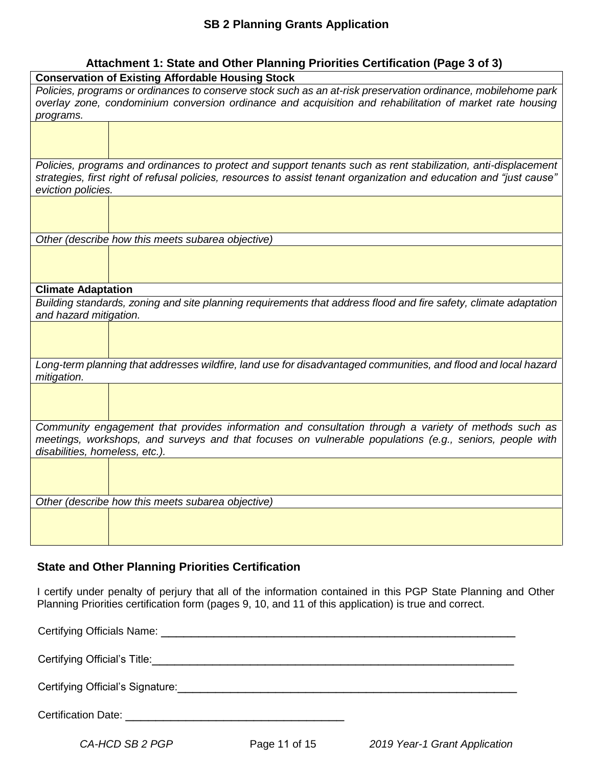## SB 2 Planning Grants Application

### Attachment 1: State and Other Planning Priorities Certification (Page 3 of 3)

| **Conservation of Existing Affordable Housing Stock** | |
|---|---|
| *Policies, programs or ordinances to conserve stock such as an at-risk preservation ordinance, mobilehome park overlay zone, condominium conversion ordinance and acquisition and rehabilitation of market rate housing programs.* | |
| | |
| *Policies, programs and ordinances to protect and support tenants such as rent stabilization, anti-displacement strategies, first right of refusal policies, resources to assist tenant organization and education and "just cause" eviction policies.* | |
| | |
| *Other (describe how this meets subarea objective)* | |
| | |
| **Climate Adaptation** | |
| *Building standards, zoning and site planning requirements that address flood and fire safety, climate adaptation and hazard mitigation.* | |
| | |
| *Long-term planning that addresses wildfire, land use for disadvantaged communities, and flood and local hazard mitigation.* | |
| | |
| *Community engagement that provides information and consultation through a variety of methods such as meetings, workshops, and surveys and that focuses on vulnerable populations (e.g., seniors, people with disabilities, homeless, etc.).* | |
| | |
| *Other (describe how this meets subarea objective)* | |
| | |

### State and Other Planning Priorities Certification

I certify under penalty of perjury that all of the information contained in this PGP State Planning and Other Planning Priorities certification form (pages 9, 10, and 11 of this application) is true and correct.

Certifying Officials Name: ____________________________________________

Certifying Official's Title: ____________________________________________

Certifying Official's Signature: ____________________________________________

Certification Date: ______________________________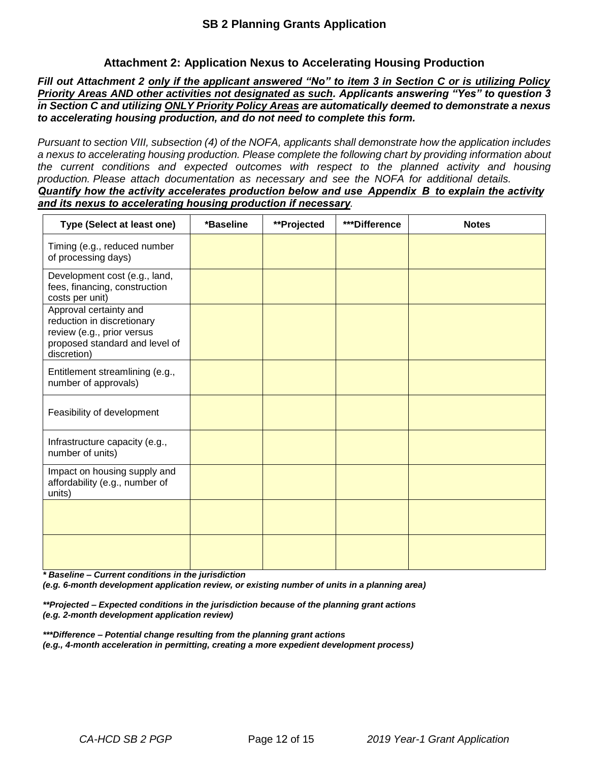## SB 2 Planning Grants Application

### Attachment 2: Application Nexus to Accelerating Housing Production

***Fill out Attachment 2 only if the applicant answered "No" to item 3 in Section C or is utilizing Policy Priority Areas AND other activities not designated as such. Applicants answering "Yes" to question 3 in Section C and utilizing ONLY Priority Policy Areas are automatically deemed to demonstrate a nexus to accelerating housing production, and do not need to complete this form.***

*Pursuant to section VIII, subsection (4) of the NOFA, applicants shall demonstrate how the application includes a nexus to accelerating housing production. Please complete the following chart by providing information about the current conditions and expected outcomes with respect to the planned activity and housing production. Please attach documentation as necessary and see the NOFA for additional details.* ***Quantify how the activity accelerates production below and use Appendix B to explain the activity and its nexus to accelerating housing production if necessary.***

| Type (Select at least one) | *Baseline | **Projected | ***Difference | Notes |
|---|---|---|---|---|
| Timing (e.g., reduced number of processing days) | | | | |
| Development cost (e.g., land, fees, financing, construction costs per unit) | | | | |
| Approval certainty and reduction in discretionary review (e.g., prior versus proposed standard and level of discretion) | | | | |
| Entitlement streamlining (e.g., number of approvals) | | | | |
| Feasibility of development | | | | |
| Infrastructure capacity (e.g., number of units) | | | | |
| Impact on housing supply and affordability (e.g., number of units) | | | | |
| | | | | |
| | | | | |

***\* Baseline – Current conditions in the jurisdiction***
***(e.g. 6-month development application review, or existing number of units in a planning area)***

***\*\*Projected – Expected conditions in the jurisdiction because of the planning grant actions***
***(e.g. 2-month development application review)***

***\*\*\*Difference – Potential change resulting from the planning grant actions***
***(e.g., 4-month acceleration in permitting, creating a more expedient development process)***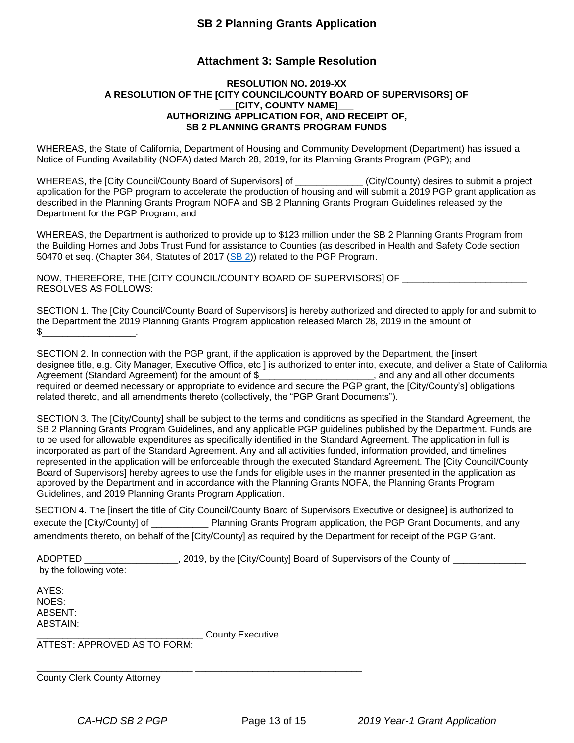## Attachment 3: Sample Resolution

**RESOLUTION NO. 2019-XX**
**A RESOLUTION OF THE [CITY COUNCIL/COUNTY BOARD OF SUPERVISORS] OF**
**___[CITY, COUNTY NAME]___**
**AUTHORIZING APPLICATION FOR, AND RECEIPT OF,**
**SB 2 PLANNING GRANTS PROGRAM FUNDS**

WHEREAS, the State of California, Department of Housing and Community Development (Department) has issued a Notice of Funding Availability (NOFA) dated March 28, 2019, for its Planning Grants Program (PGP); and

WHEREAS, the [City Council/County Board of Supervisors] of _____________ (City/County) desires to submit a project application for the PGP program to accelerate the production of housing and will submit a 2019 PGP grant application as described in the Planning Grants Program NOFA and SB 2 Planning Grants Program Guidelines released by the Department for the PGP Program; and

WHEREAS, the Department is authorized to provide up to $123 million under the SB 2 Planning Grants Program from the Building Homes and Jobs Trust Fund for assistance to Counties (as described in Health and Safety Code section 50470 et seq. (Chapter 364, Statutes of 2017 (SB 2)) related to the PGP Program.

NOW, THEREFORE, THE [CITY COUNCIL/COUNTY BOARD OF SUPERVISORS] OF ________________________ RESOLVES AS FOLLOWS:

SECTION 1. The [City Council/County Board of Supervisors] is hereby authorized and directed to apply for and submit to the Department the 2019 Planning Grants Program application released March 28, 2019 in the amount of $__________________.

SECTION 2. In connection with the PGP grant, if the application is approved by the Department, the [insert designee title, e.g. City Manager, Executive Office, etc ] is authorized to enter into, execute, and deliver a State of California Agreement (Standard Agreement) for the amount of $______________________, and any and all other documents required or deemed necessary or appropriate to evidence and secure the PGP grant, the [City/County's] obligations related thereto, and all amendments thereto (collectively, the "PGP Grant Documents").

SECTION 3. The [City/County] shall be subject to the terms and conditions as specified in the Standard Agreement, the SB 2 Planning Grants Program Guidelines, and any applicable PGP guidelines published by the Department. Funds are to be used for allowable expenditures as specifically identified in the Standard Agreement. The application in full is incorporated as part of the Standard Agreement. Any and all activities funded, information provided, and timelines represented in the application will be enforceable through the executed Standard Agreement. The [City Council/County Board of Supervisors] hereby agrees to use the funds for eligible uses in the manner presented in the application as approved by the Department and in accordance with the Planning Grants NOFA, the Planning Grants Program Guidelines, and 2019 Planning Grants Program Application.

SECTION 4. The [insert the title of City Council/County Board of Supervisors Executive or designee] is authorized to execute the [City/County] of ___________ Planning Grants Program application, the PGP Grant Documents, and any amendments thereto, on behalf of the [City/County] as required by the Department for receipt of the PGP Grant.

ADOPTED _________________, 2019, by the [City/County] Board of Supervisors of the County of ______________ by the following vote:

AYES:
NOES:
ABSENT:
ABSTAIN:

________________________________ County Executive

ATTEST: APPROVED AS TO FORM:

______________________________ ________________________________

County Clerk County Attorney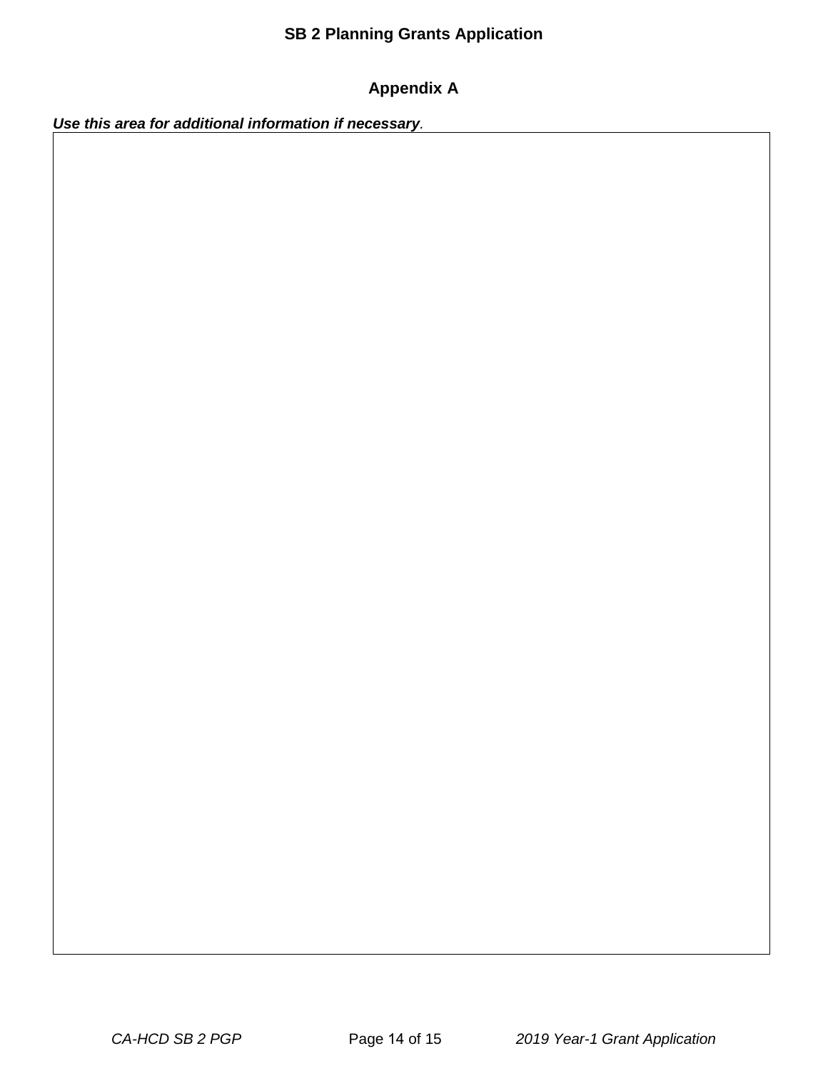## Appendix A

***Use this area for additional information if necessary.***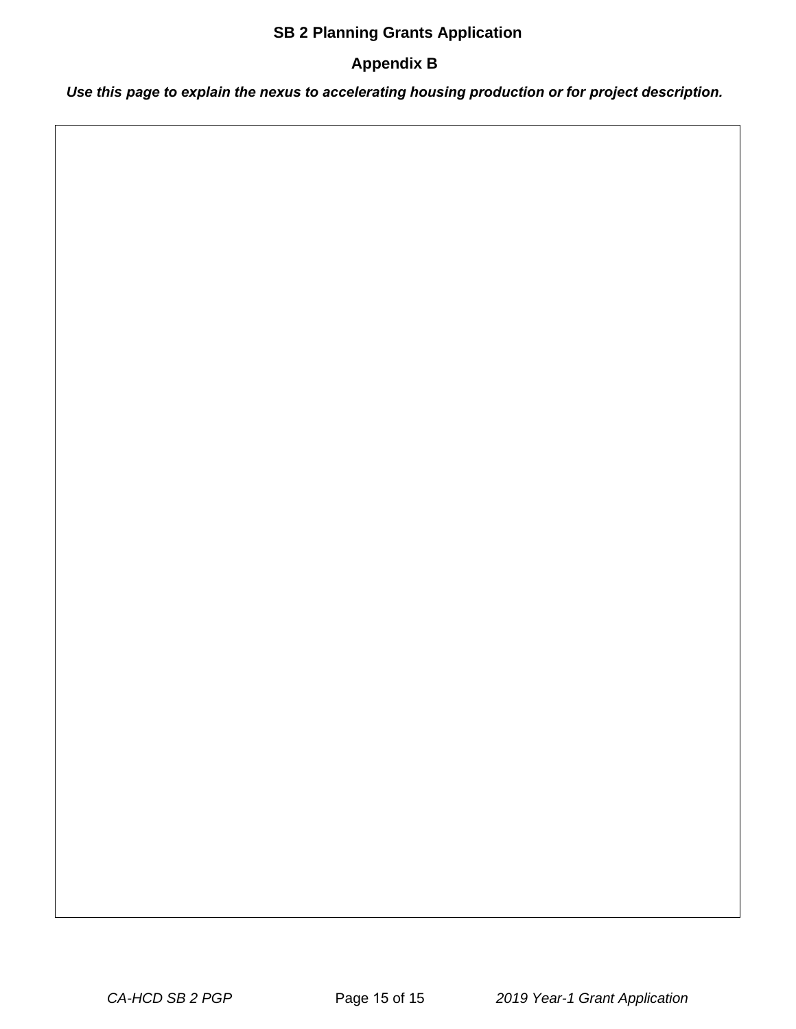**SB 2 Planning Grants Application**

**Appendix B**

***Use this page to explain the nexus to accelerating housing production or for project description.***